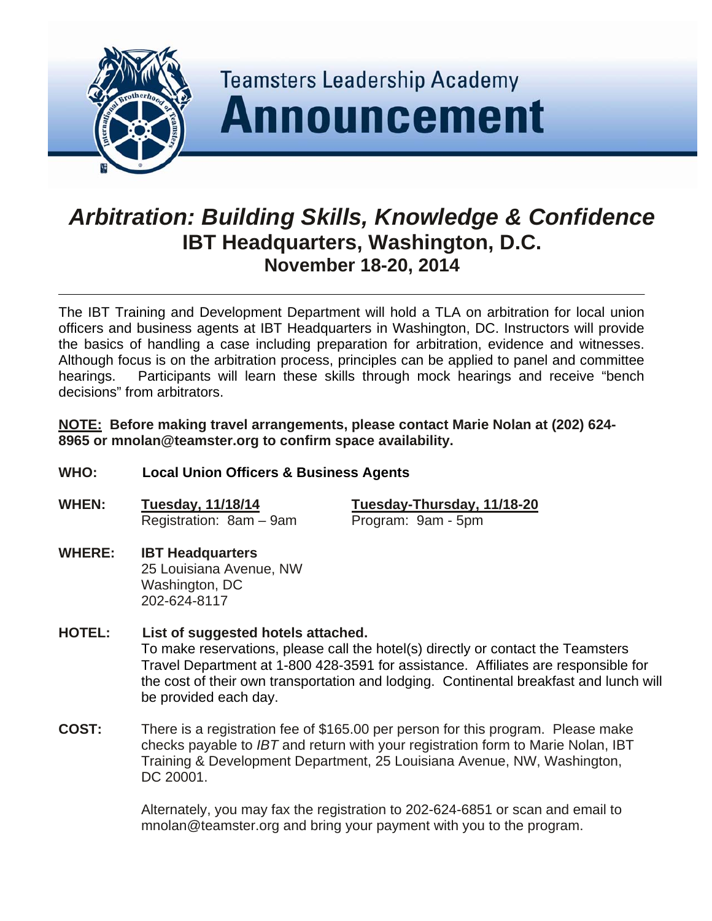Teamsters Leadership Academy

# Announcement

## *Arbitration: Building Skills, Knowledge & Confidence*

### IBT Headquarters, Washington, D.C.

### November 18-20, 2014

---

The IBT Training and Development Department will hold a TLA on arbitration for local union officers and business agents at IBT Headquarters in Washington, DC. Instructors will provide the basics of handling a case including preparation for arbitration, evidence and witnesses. Although focus is on the arbitration process, principles can be applied to panel and committee hearings. Participants will learn these skills through mock hearings and receive "bench decisions" from arbitrators.

**<u>NOTE:</u> Before making travel arrangements, please contact Marie Nolan at (202) 624-8965 or mnolan@teamster.org to confirm space availability.**

**WHO:** **Local Union Officers & Business Agents**

**WHEN:**
**<u>Tuesday, 11/18/14</u>**
Registration: 8am – 9am

**<u>Tuesday-Thursday, 11/18-20</u>**
Program: 9am - 5pm

**WHERE:** **IBT Headquarters**
25 Louisiana Avenue, NW
Washington, DC
202-624-8117

**HOTEL:** **List of suggested hotels attached.**
To make reservations, please call the hotel(s) directly or contact the Teamsters Travel Department at 1-800 428-3591 for assistance. Affiliates are responsible for the cost of their own transportation and lodging. Continental breakfast and lunch will be provided each day.

**COST:** There is a registration fee of $165.00 per person for this program. Please make checks payable to *IBT* and return with your registration form to Marie Nolan, IBT Training & Development Department, 25 Louisiana Avenue, NW, Washington, DC 20001.

Alternately, you may fax the registration to 202-624-6851 or scan and email to mnolan@teamster.org and bring your payment with you to the program.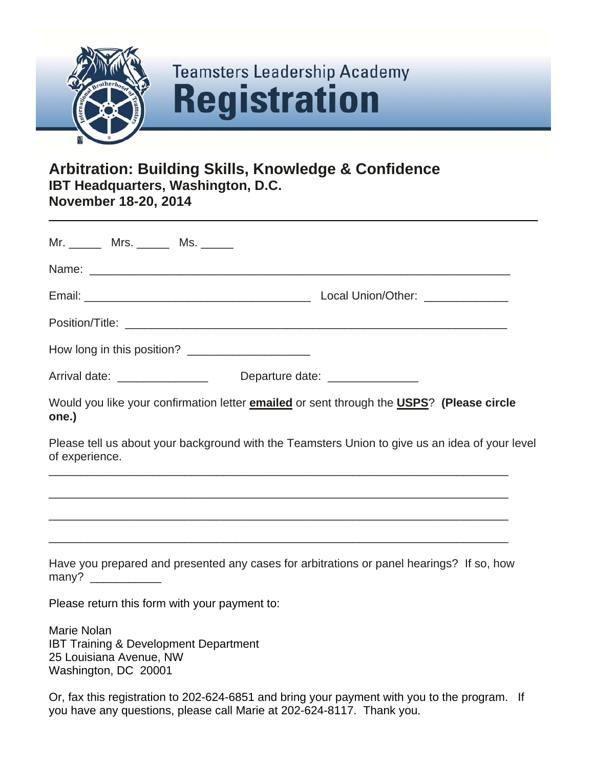# Teamsters Leadership Academy Registration

## Arbitration: Building Skills, Knowledge & Confidence

### IBT Headquarters, Washington, D.C.

### November 18-20, 2014

---

Mr. _____ Mrs. _____ Ms. _____

Name: ___________________________________________________________________

Email: ____________________________________ Local Union/Other: _____________

Position/Title: _____________________________________________________________

How long in this position? ___________________

Arrival date: ______________ Departure date: ______________

Would you like your confirmation letter **emailed** or sent through the **USPS**? **(Please circle one.)**

Please tell us about your background with the Teamsters Union to give us an idea of your level of experience.

_________________________________________________________________________

_________________________________________________________________________

_________________________________________________________________________

_________________________________________________________________________

Have you prepared and presented any cases for arbitrations or panel hearings? If so, how many? ___________

Please return this form with your payment to:

Marie Nolan
IBT Training & Development Department
25 Louisiana Avenue, NW
Washington, DC 20001

Or, fax this registration to 202-624-6851 and bring your payment with you to the program. If you have any questions, please call Marie at 202-624-8117. Thank you.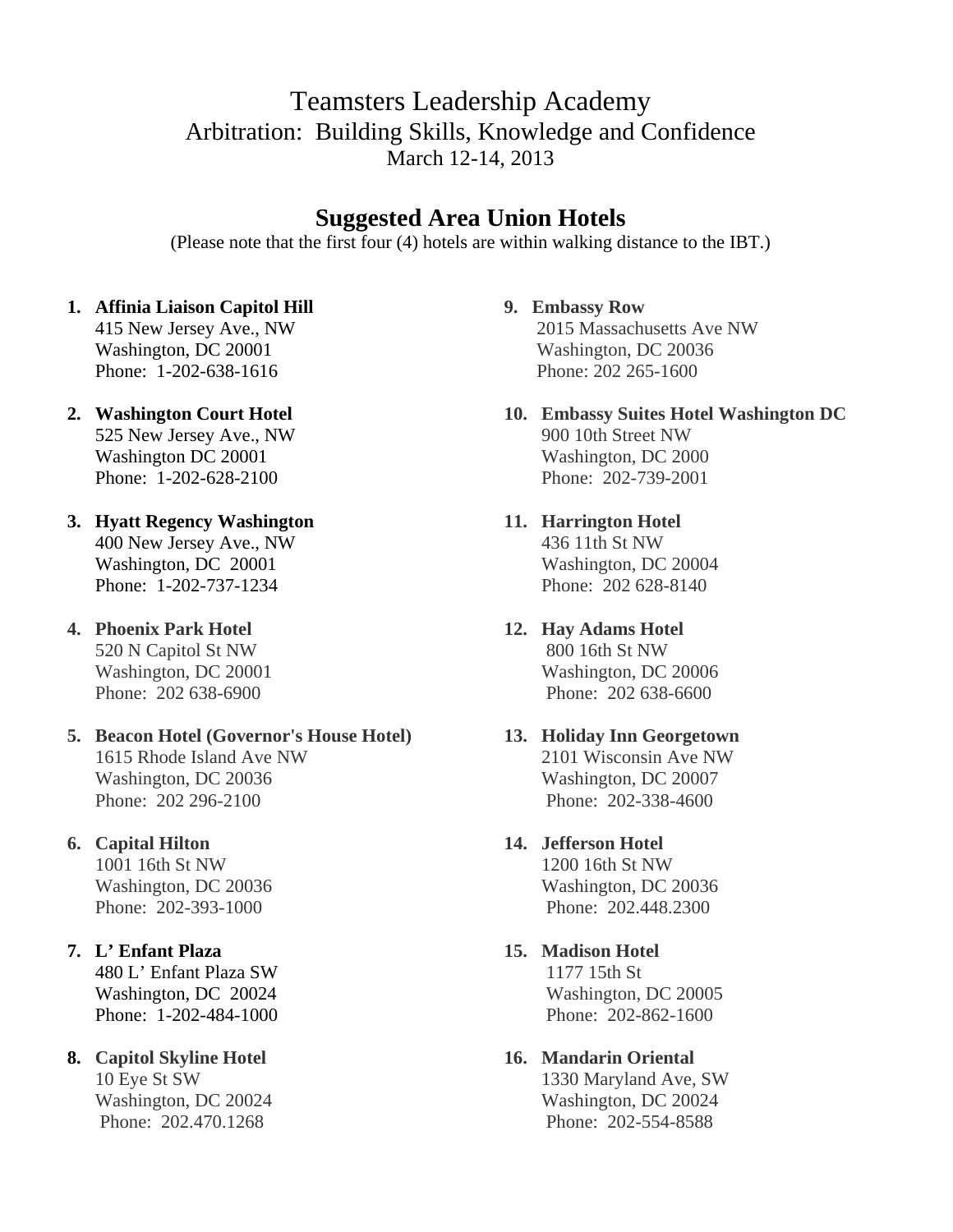# Teamsters Leadership Academy

Arbitration: Building Skills, Knowledge and Confidence

March 12-14, 2013

## Suggested Area Union Hotels

(Please note that the first four (4) hotels are within walking distance to the IBT.)

1. **Affinia Liaison Capitol Hill**
   415 New Jersey Ave., NW
   Washington, DC 20001
   Phone: 1-202-638-1616

2. **Washington Court Hotel**
   525 New Jersey Ave., NW
   Washington DC 20001
   Phone: 1-202-628-2100

3. **Hyatt Regency Washington**
   400 New Jersey Ave., NW
   Washington, DC 20001
   Phone: 1-202-737-1234

4. **Phoenix Park Hotel**
   520 N Capitol St NW
   Washington, DC 20001
   Phone: 202 638-6900

5. **Beacon Hotel (Governor's House Hotel)**
   1615 Rhode Island Ave NW
   Washington, DC 20036
   Phone: 202 296-2100

6. **Capital Hilton**
   1001 16th St NW
   Washington, DC 20036
   Phone: 202-393-1000

7. **L' Enfant Plaza**
   480 L' Enfant Plaza SW
   Washington, DC 20024
   Phone: 1-202-484-1000

8. **Capitol Skyline Hotel**
   10 Eye St SW
   Washington, DC 20024
   Phone: 202.470.1268

9. **Embassy Row**
   2015 Massachusetts Ave NW
   Washington, DC 20036
   Phone: 202 265-1600

10. **Embassy Suites Hotel Washington DC**
    900 10th Street NW
    Washington, DC 2000
    Phone: 202-739-2001

11. **Harrington Hotel**
    436 11th St NW
    Washington, DC 20004
    Phone: 202 628-8140

12. **Hay Adams Hotel**
    800 16th St NW
    Washington, DC 20006
    Phone: 202 638-6600

13. **Holiday Inn Georgetown**
    2101 Wisconsin Ave NW
    Washington, DC 20007
    Phone: 202-338-4600

14. **Jefferson Hotel**
    1200 16th St NW
    Washington, DC 20036
    Phone: 202.448.2300

15. **Madison Hotel**
    1177 15th St
    Washington, DC 20005
    Phone: 202-862-1600

16. **Mandarin Oriental**
    1330 Maryland Ave, SW
    Washington, DC 20024
    Phone: 202-554-8588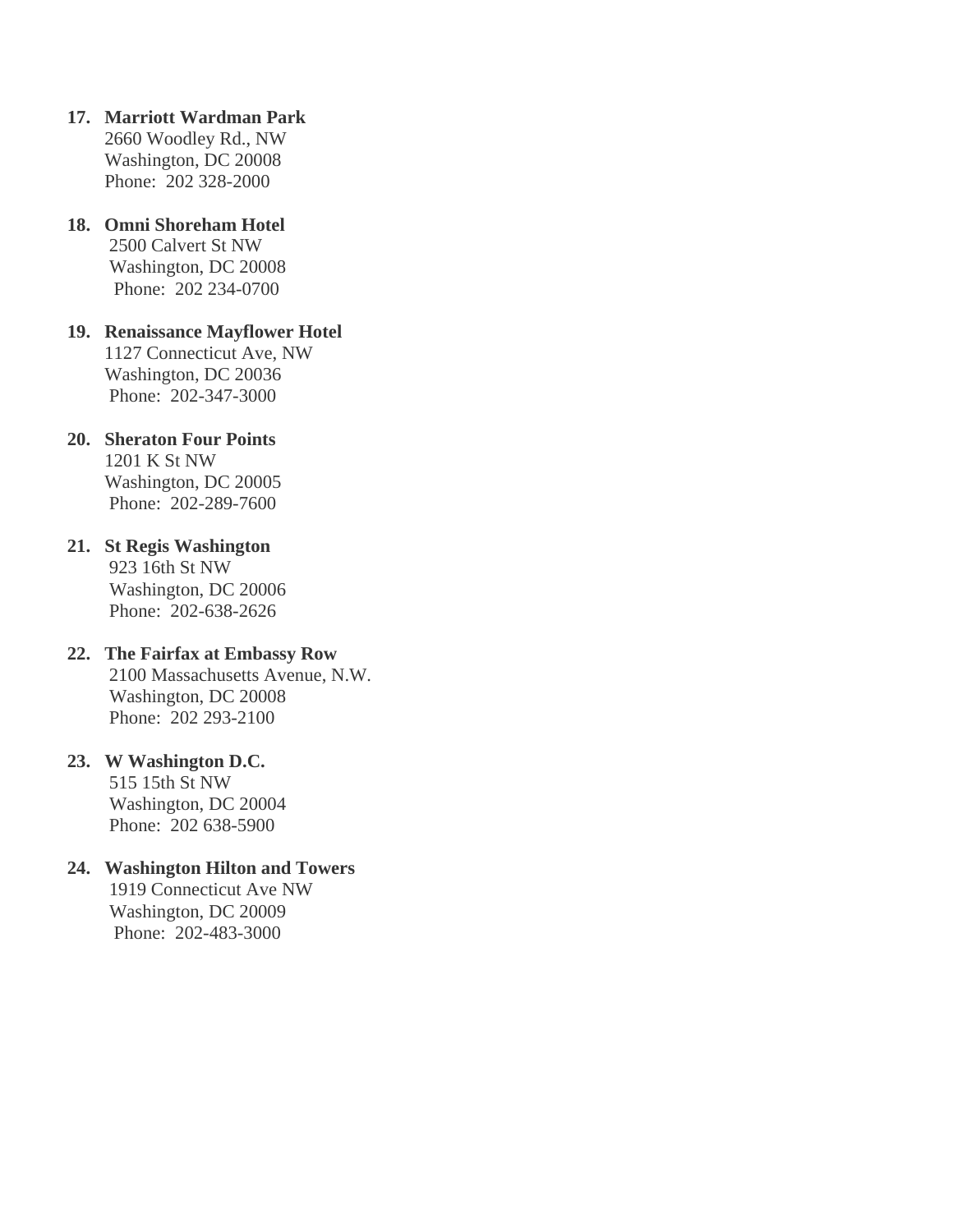17. **Marriott Wardman Park**
    2660 Woodley Rd., NW
    Washington, DC 20008
    Phone: 202 328-2000

18. **Omni Shoreham Hotel**
    2500 Calvert St NW
    Washington, DC 20008
    Phone: 202 234-0700

19. **Renaissance Mayflower Hotel**
    1127 Connecticut Ave, NW
    Washington, DC 20036
    Phone: 202-347-3000

20. **Sheraton Four Points**
    1201 K St NW
    Washington, DC 20005
    Phone: 202-289-7600

21. **St Regis Washington**
    923 16th St NW
    Washington, DC 20006
    Phone: 202-638-2626

22. **The Fairfax at Embassy Row**
    2100 Massachusetts Avenue, N.W.
    Washington, DC 20008
    Phone: 202 293-2100

23. **W Washington D.C.**
    515 15th St NW
    Washington, DC 20004
    Phone: 202 638-5900

24. **Washington Hilton and Towers**
    1919 Connecticut Ave NW
    Washington, DC 20009
    Phone: 202-483-3000